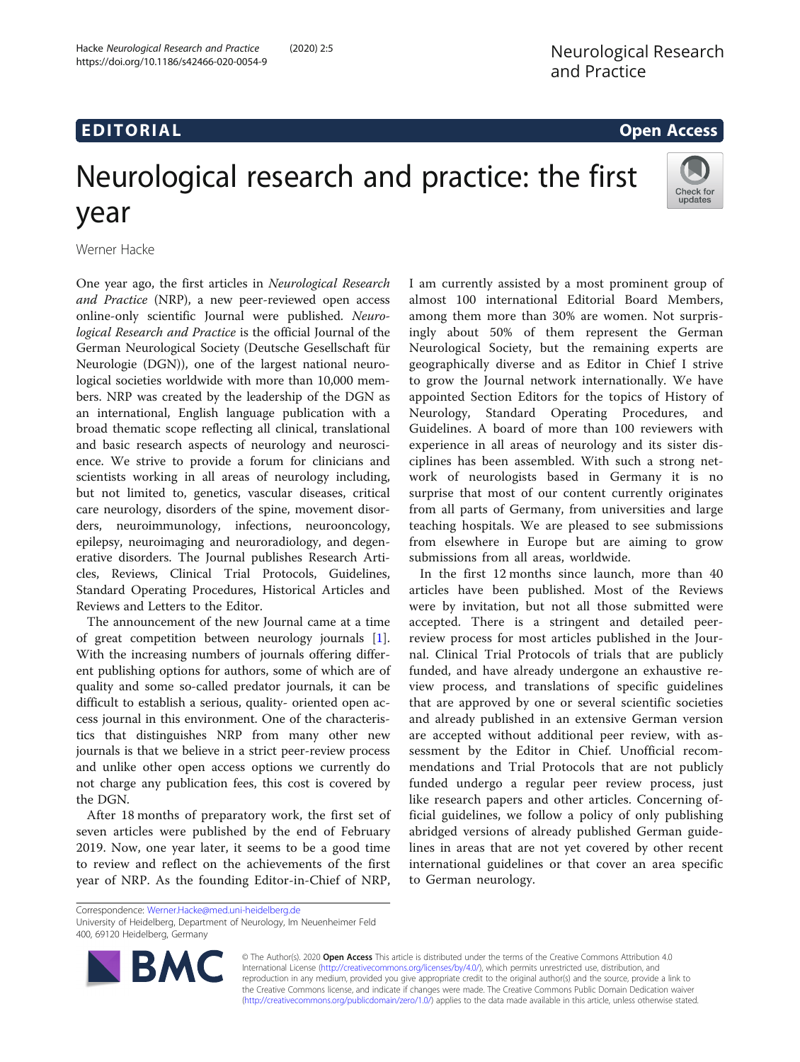EDITORIAL

Open Access

# Neurological research and practice: the first year

Werner Hacke

One year ago, the first articles in *Neurological Research and Practice* (NRP), a new peer-reviewed open access online-only scientific Journal were published. *Neurological Research and Practice* is the official Journal of the German Neurological Society (Deutsche Gesellschaft für Neurologie (DGN)), one of the largest national neurological societies worldwide with more than 10,000 members. NRP was created by the leadership of the DGN as an international, English language publication with a broad thematic scope reflecting all clinical, translational and basic research aspects of neurology and neuroscience. We strive to provide a forum for clinicians and scientists working in all areas of neurology including, but not limited to, genetics, vascular diseases, critical care neurology, disorders of the spine, movement disorders, neuroimmunology, infections, neurooncology, epilepsy, neuroimaging and neuroradiology, and degenerative disorders. The Journal publishes Research Articles, Reviews, Clinical Trial Protocols, Guidelines, Standard Operating Procedures, Historical Articles and Reviews and Letters to the Editor.

The announcement of the new Journal came at a time of great competition between neurology journals [1]. With the increasing numbers of journals offering different publishing options for authors, some of which are of quality and some so-called predator journals, it can be difficult to establish a serious, quality- oriented open access journal in this environment. One of the characteristics that distinguishes NRP from many other new journals is that we believe in a strict peer-review process and unlike other open access options we currently do not charge any publication fees, this cost is covered by the DGN.

After 18 months of preparatory work, the first set of seven articles were published by the end of February 2019. Now, one year later, it seems to be a good time to review and reflect on the achievements of the first year of NRP. As the founding Editor-in-Chief of NRP, I am currently assisted by a most prominent group of almost 100 international Editorial Board Members, among them more than 30% are women. Not surprisingly about 50% of them represent the German Neurological Society, but the remaining experts are geographically diverse and as Editor in Chief I strive to grow the Journal network internationally. We have appointed Section Editors for the topics of History of Neurology, Standard Operating Procedures, and Guidelines. A board of more than 100 reviewers with experience in all areas of neurology and its sister disciplines has been assembled. With such a strong network of neurologists based in Germany it is no surprise that most of our content currently originates from all parts of Germany, from universities and large teaching hospitals. We are pleased to see submissions from elsewhere in Europe but are aiming to grow submissions from all areas, worldwide.

In the first 12 months since launch, more than 40 articles have been published. Most of the Reviews were by invitation, but not all those submitted were accepted. There is a stringent and detailed peer-review process for most articles published in the Journal. Clinical Trial Protocols of trials that are publicly funded, and have already undergone an exhaustive review process, and translations of specific guidelines that are approved by one or several scientific societies and already published in an extensive German version are accepted without additional peer review, with assessment by the Editor in Chief. Unofficial recommendations and Trial Protocols that are not publicly funded undergo a regular peer review process, just like research papers and other articles. Concerning official guidelines, we follow a policy of only publishing abridged versions of already published German guidelines in areas that are not yet covered by other recent international guidelines or that cover an area specific to German neurology.

Correspondence: Werner.Hacke@med.uni-heidelberg.de
University of Heidelberg, Department of Neurology, Im Neuenheimer Feld 400, 69120 Heidelberg, Germany

© The Author(s). 2020 **Open Access** This article is distributed under the terms of the Creative Commons Attribution 4.0 International License (http://creativecommons.org/licenses/by/4.0/), which permits unrestricted use, distribution, and reproduction in any medium, provided you give appropriate credit to the original author(s) and the source, provide a link to the Creative Commons license, and indicate if changes were made. The Creative Commons Public Domain Dedication waiver (http://creativecommons.org/publicdomain/zero/1.0/) applies to the data made available in this article, unless otherwise stated.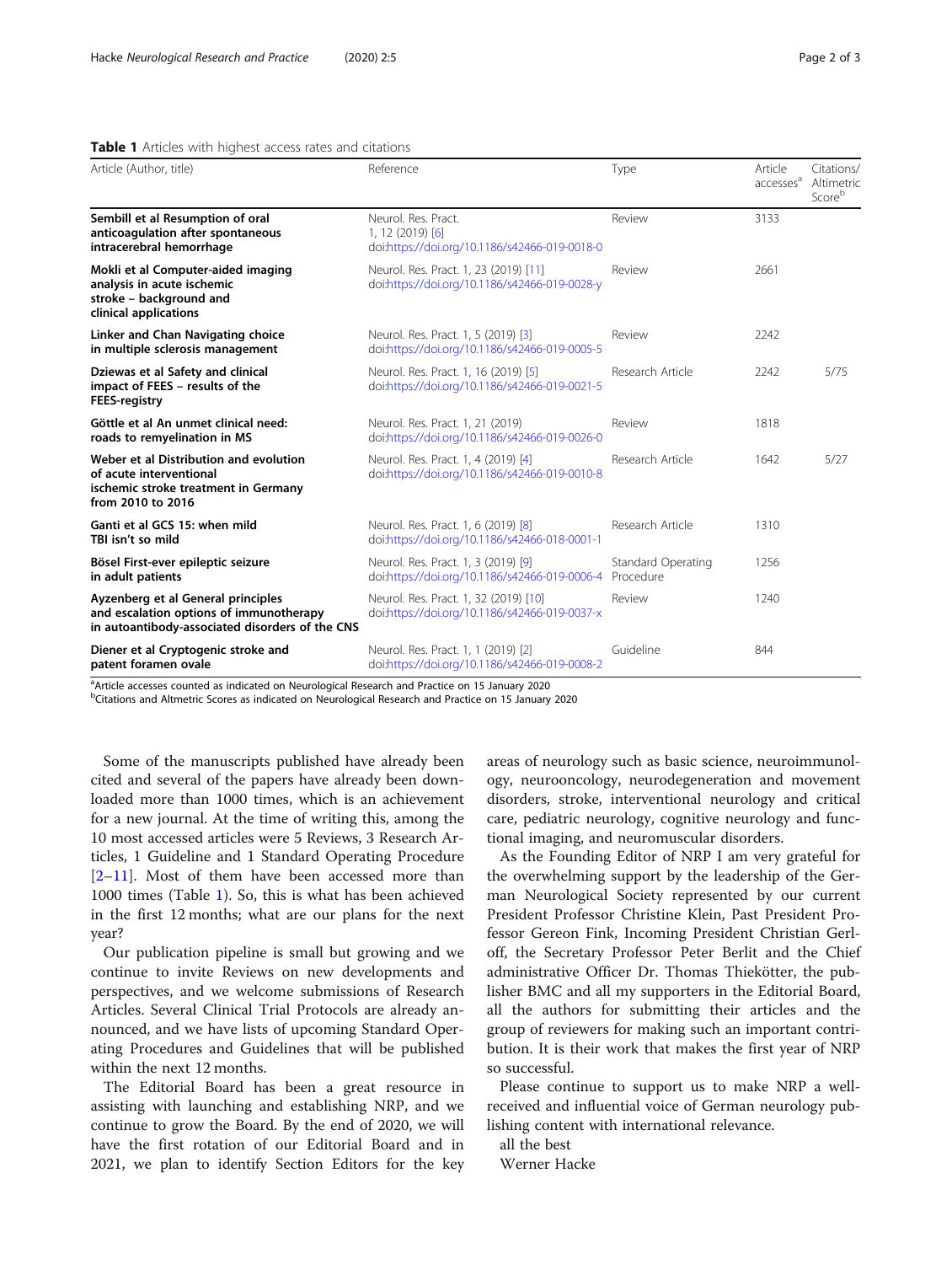**Table 1** Articles with highest access rates and citations

| Article (Author, title) | Reference | Type | Article accesses[a] | Citations/ Altmetric Score[b] |
|---|---|---|---|---|
| **Sembill et al Resumption of oral anticoagulation after spontaneous intracerebral hemorrhage** | Neurol. Res. Pract. 1, 12 (2019) [6] doi:https://doi.org/10.1186/s42466-019-0018-0 | Review | 3133 | |
| **Mokli et al Computer-aided imaging analysis in acute ischemic stroke – background and clinical applications** | Neurol. Res. Pract. 1, 23 (2019) [11] doi:https://doi.org/10.1186/s42466-019-0028-y | Review | 2661 | |
| **Linker and Chan Navigating choice in multiple sclerosis management** | Neurol. Res. Pract. 1, 5 (2019) [3] doi:https://doi.org/10.1186/s42466-019-0005-5 | Review | 2242 | |
| **Dziewas et al Safety and clinical impact of FEES – results of the FEES-registry** | Neurol. Res. Pract. 1, 16 (2019) [5] doi:https://doi.org/10.1186/s42466-019-0021-5 | Research Article | 2242 | 5/75 |
| **Göttle et al An unmet clinical need: roads to remyelination in MS** | Neurol. Res. Pract. 1, 21 (2019) doi:https://doi.org/10.1186/s42466-019-0026-0 | Review | 1818 | |
| **Weber et al Distribution and evolution of acute interventional ischemic stroke treatment in Germany from 2010 to 2016** | Neurol. Res. Pract. 1, 4 (2019) [4] doi:https://doi.org/10.1186/s42466-019-0010-8 | Research Article | 1642 | 5/27 |
| **Ganti et al GCS 15: when mild TBI isn't so mild** | Neurol. Res. Pract. 1, 6 (2019) [8] doi:https://doi.org/10.1186/s42466-018-0001-1 | Research Article | 1310 | |
| **Bösel First-ever epileptic seizure in adult patients** | Neurol. Res. Pract. 1, 3 (2019) [9] doi:https://doi.org/10.1186/s42466-019-0006-4 | Standard Operating Procedure | 1256 | |
| **Ayzenberg et al General principles and escalation options of immunotherapy in autoantibody-associated disorders of the CNS** | Neurol. Res. Pract. 1, 32 (2019) [10] doi:https://doi.org/10.1186/s42466-019-0037-x | Review | 1240 | |
| **Diener et al Cryptogenic stroke and patent foramen ovale** | Neurol. Res. Pract. 1, 1 (2019) [2] doi:https://doi.org/10.1186/s42466-019-0008-2 | Guideline | 844 | |

[a]Article accesses counted as indicated on Neurological Research and Practice on 15 January 2020
[b]Citations and Altmetric Scores as indicated on Neurological Research and Practice on 15 January 2020

Some of the manuscripts published have already been cited and several of the papers have already been downloaded more than 1000 times, which is an achievement for a new journal. At the time of writing this, among the 10 most accessed articles were 5 Reviews, 3 Research Articles, 1 Guideline and 1 Standard Operating Procedure [2–11]. Most of them have been accessed more than 1000 times (Table 1). So, this is what has been achieved in the first 12 months; what are our plans for the next year?

Our publication pipeline is small but growing and we continue to invite Reviews on new developments and perspectives, and we welcome submissions of Research Articles. Several Clinical Trial Protocols are already announced, and we have lists of upcoming Standard Operating Procedures and Guidelines that will be published within the next 12 months.

The Editorial Board has been a great resource in assisting with launching and establishing NRP, and we continue to grow the Board. By the end of 2020, we will have the first rotation of our Editorial Board and in 2021, we plan to identify Section Editors for the key areas of neurology such as basic science, neuroimmunology, neurooncology, neurodegeneration and movement disorders, stroke, interventional neurology and critical care, pediatric neurology, cognitive neurology and functional imaging, and neuromuscular disorders.

As the Founding Editor of NRP I am very grateful for the overwhelming support by the leadership of the German Neurological Society represented by our current President Professor Christine Klein, Past President Professor Gereon Fink, Incoming President Christian Gerloff, the Secretary Professor Peter Berlit and the Chief administrative Officer Dr. Thomas Thiekötter, the publisher BMC and all my supporters in the Editorial Board, all the authors for submitting their articles and the group of reviewers for making such an important contribution. It is their work that makes the first year of NRP so successful.

Please continue to support us to make NRP a well-received and influential voice of German neurology publishing content with international relevance.

all the best

Werner Hacke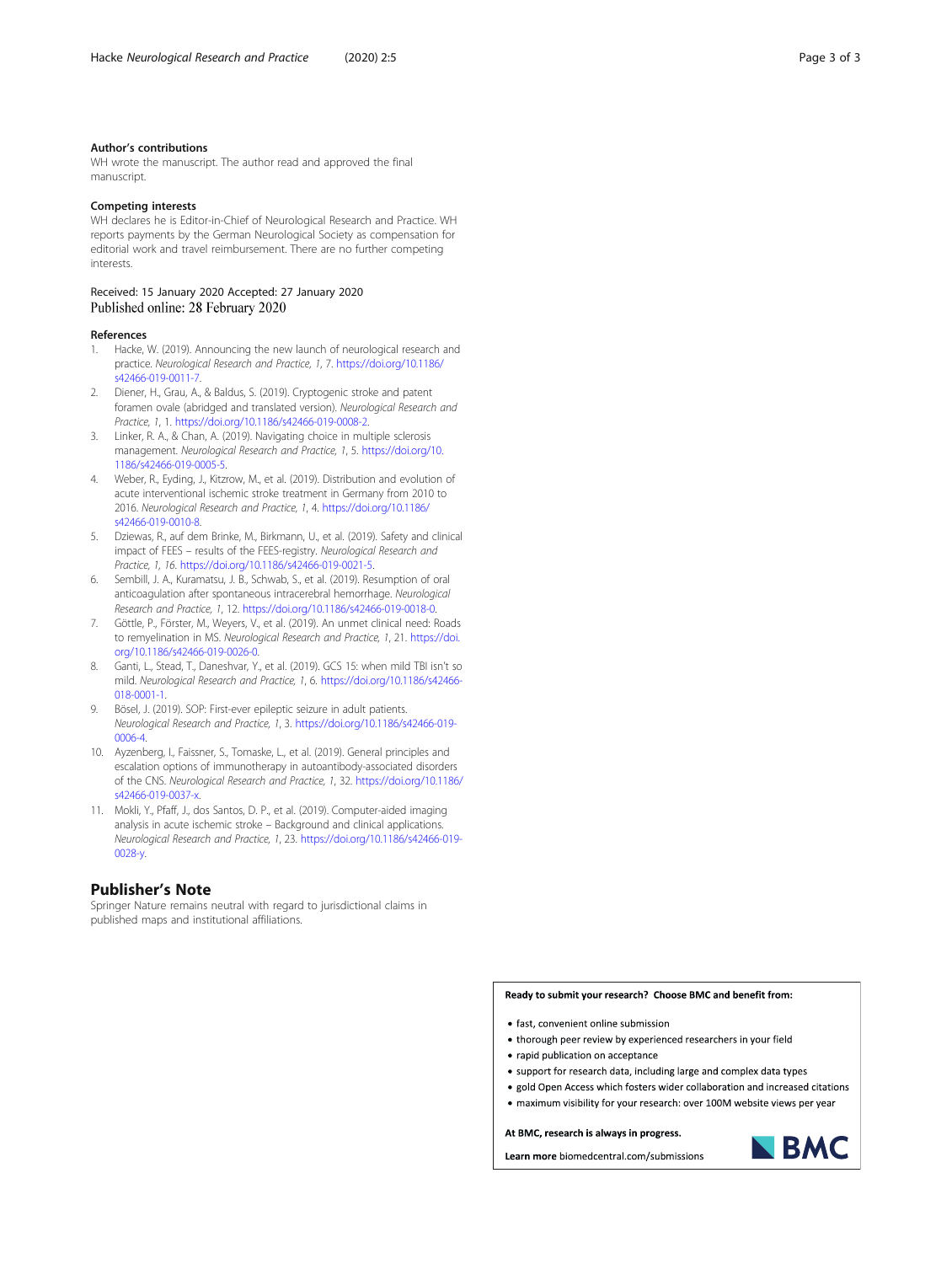### Author's contributions

WH wrote the manuscript. The author read and approved the final manuscript.

### Competing interests

WH declares he is Editor-in-Chief of Neurological Research and Practice. WH reports payments by the German Neurological Society as compensation for editorial work and travel reimbursement. There are no further competing interests.

Received: 15 January 2020 Accepted: 27 January 2020
Published online: 28 February 2020

### References

1. Hacke, W. (2019). Announcing the new launch of neurological research and practice. *Neurological Research and Practice, 1*, 7. https://doi.org/10.1186/s42466-019-0011-7.
2. Diener, H., Grau, A., & Baldus, S. (2019). Cryptogenic stroke and patent foramen ovale (abridged and translated version). *Neurological Research and Practice, 1*, 1. https://doi.org/10.1186/s42466-019-0008-2.
3. Linker, R. A., & Chan, A. (2019). Navigating choice in multiple sclerosis management. *Neurological Research and Practice, 1*, 5. https://doi.org/10.1186/s42466-019-0005-5.
4. Weber, R., Eyding, J., Kitzrow, M., et al. (2019). Distribution and evolution of acute interventional ischemic stroke treatment in Germany from 2010 to 2016. *Neurological Research and Practice, 1*, 4. https://doi.org/10.1186/s42466-019-0010-8.
5. Dziewas, R., auf dem Brinke, M., Birkmann, U., et al. (2019). Safety and clinical impact of FEES – results of the FEES-registry. *Neurological Research and Practice, 1, 16*. https://doi.org/10.1186/s42466-019-0021-5.
6. Sembill, J. A., Kuramatsu, J. B., Schwab, S., et al. (2019). Resumption of oral anticoagulation after spontaneous intracerebral hemorrhage. *Neurological Research and Practice, 1*, 12. https://doi.org/10.1186/s42466-019-0018-0.
7. Göttle, P., Förster, M., Weyers, V., et al. (2019). An unmet clinical need: Roads to remyelination in MS. *Neurological Research and Practice, 1*, 21. https://doi.org/10.1186/s42466-019-0026-0.
8. Ganti, L., Stead, T., Daneshvar, Y., et al. (2019). GCS 15: when mild TBI isn't so mild. *Neurological Research and Practice, 1*, 6. https://doi.org/10.1186/s42466-018-0001-1.
9. Bösel, J. (2019). SOP: First-ever epileptic seizure in adult patients. *Neurological Research and Practice, 1*, 3. https://doi.org/10.1186/s42466-019-0006-4.
10. Ayzenberg, I., Faissner, S., Tomaske, L., et al. (2019). General principles and escalation options of immunotherapy in autoantibody-associated disorders of the CNS. *Neurological Research and Practice, 1*, 32. https://doi.org/10.1186/s42466-019-0037-x.
11. Mokli, Y., Pfaff, J., dos Santos, D. P., et al. (2019). Computer-aided imaging analysis in acute ischemic stroke – Background and clinical applications. *Neurological Research and Practice, 1*, 23. https://doi.org/10.1186/s42466-019-0028-y.

## Publisher's Note

Springer Nature remains neutral with regard to jurisdictional claims in published maps and institutional affiliations.

**Ready to submit your research? Choose BMC and benefit from:**

- fast, convenient online submission
- thorough peer review by experienced researchers in your field
- rapid publication on acceptance
- support for research data, including large and complex data types
- gold Open Access which fosters wider collaboration and increased citations
- maximum visibility for your research: over 100M website views per year

**At BMC, research is always in progress.**

**Learn more** biomedcentral.com/submissions

BMC